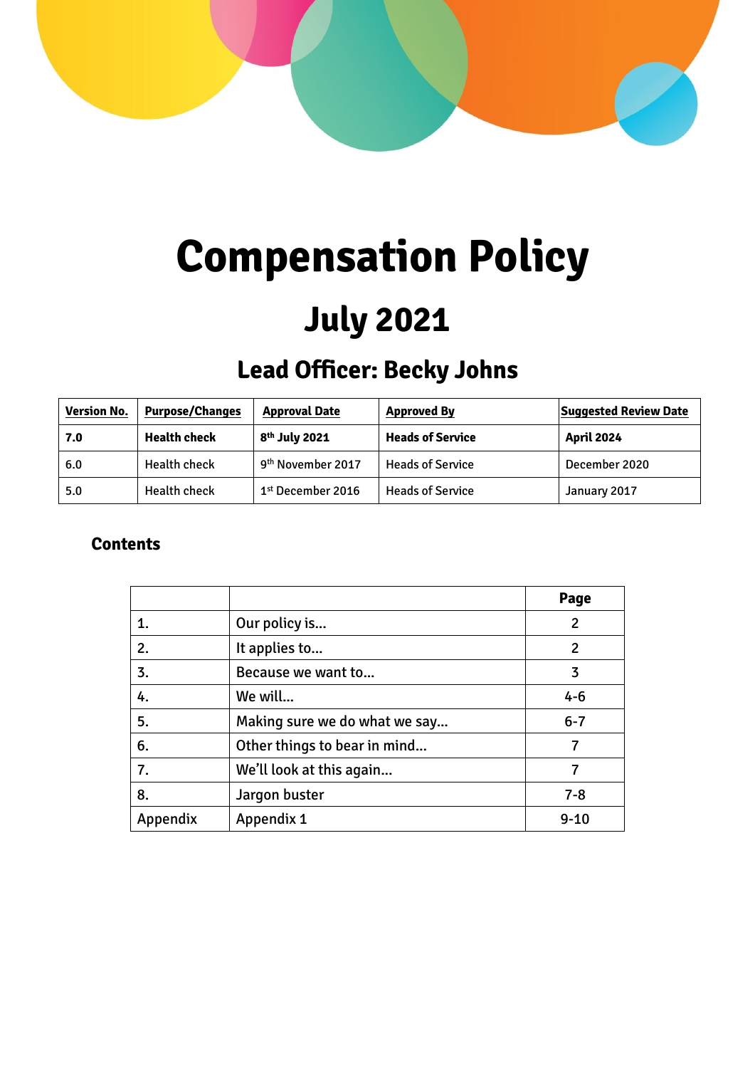# Compensation Policy

## July 2021

### Lead Officer: Becky Johns

| Version No. | Purpose/Changes | Approval Date | Approved By | Suggested Review Date |
|---|---|---|---|---|
| **7.0** | **Health check** | **8th July 2021** | **Heads of Service** | **April 2024** |
| 6.0 | Health check | 9th November 2017 | Heads of Service | December 2020 |
| 5.0 | Health check | 1st December 2016 | Heads of Service | January 2017 |

**Contents**

| | | Page |
|---|---|---|
| 1. | Our policy is… | 2 |
| 2. | It applies to… | 2 |
| 3. | Because we want to… | 3 |
| 4. | We will… | 4-6 |
| 5. | Making sure we do what we say… | 6-7 |
| 6. | Other things to bear in mind… | 7 |
| 7. | We'll look at this again… | 7 |
| 8. | Jargon buster | 7-8 |
| Appendix | Appendix 1 | 9-10 |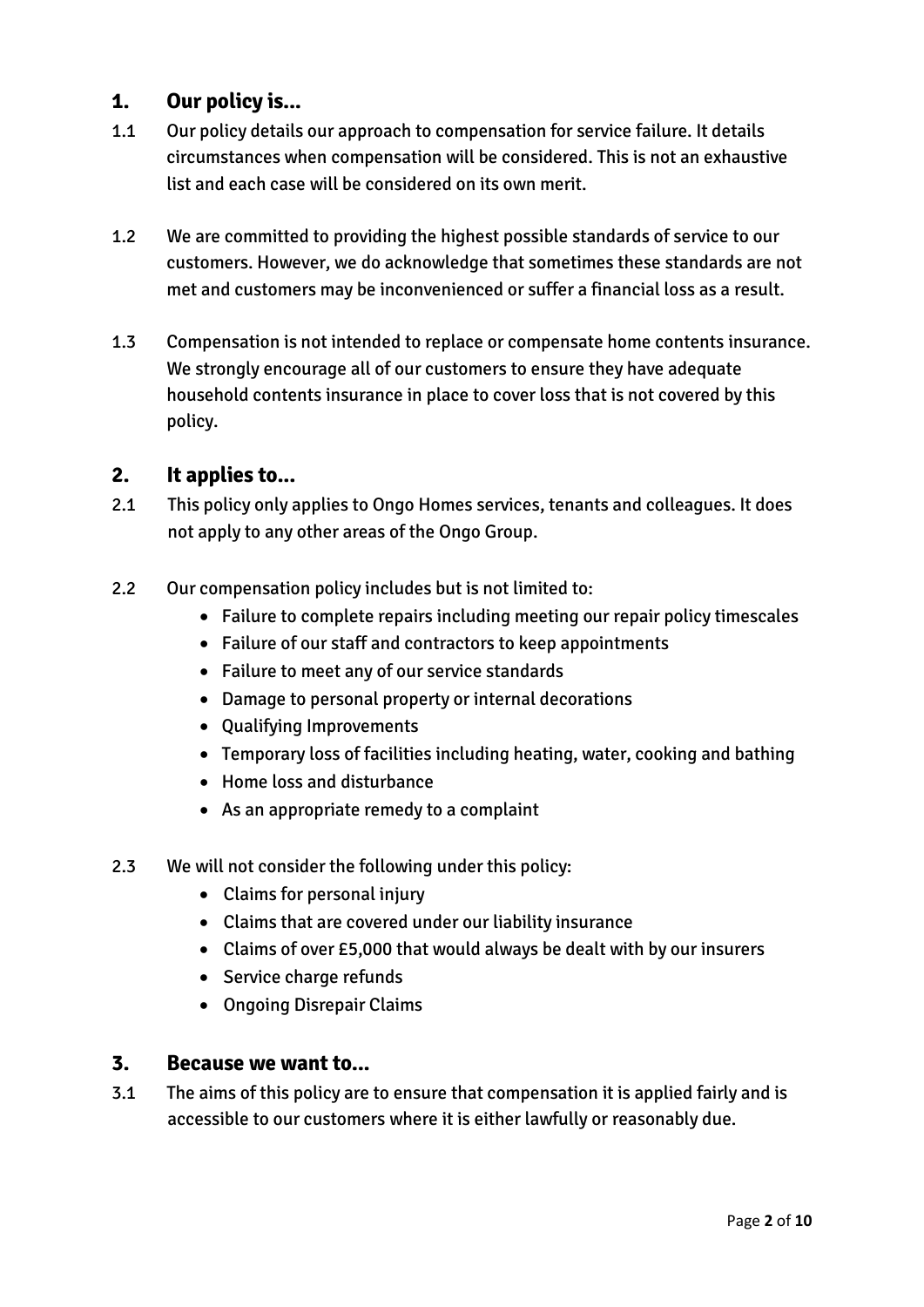## 1. Our policy is...

1.1 Our policy details our approach to compensation for service failure. It details circumstances when compensation will be considered. This is not an exhaustive list and each case will be considered on its own merit.

1.2 We are committed to providing the highest possible standards of service to our customers. However, we do acknowledge that sometimes these standards are not met and customers may be inconvenienced or suffer a financial loss as a result.

1.3 Compensation is not intended to replace or compensate home contents insurance. We strongly encourage all of our customers to ensure they have adequate household contents insurance in place to cover loss that is not covered by this policy.

## 2. It applies to...

2.1 This policy only applies to Ongo Homes services, tenants and colleagues. It does not apply to any other areas of the Ongo Group.

2.2 Our compensation policy includes but is not limited to:

- Failure to complete repairs including meeting our repair policy timescales
- Failure of our staff and contractors to keep appointments
- Failure to meet any of our service standards
- Damage to personal property or internal decorations
- Qualifying Improvements
- Temporary loss of facilities including heating, water, cooking and bathing
- Home loss and disturbance
- As an appropriate remedy to a complaint

2.3 We will not consider the following under this policy:

- Claims for personal injury
- Claims that are covered under our liability insurance
- Claims of over £5,000 that would always be dealt with by our insurers
- Service charge refunds
- Ongoing Disrepair Claims

## 3. Because we want to...

3.1 The aims of this policy are to ensure that compensation it is applied fairly and is accessible to our customers where it is either lawfully or reasonably due.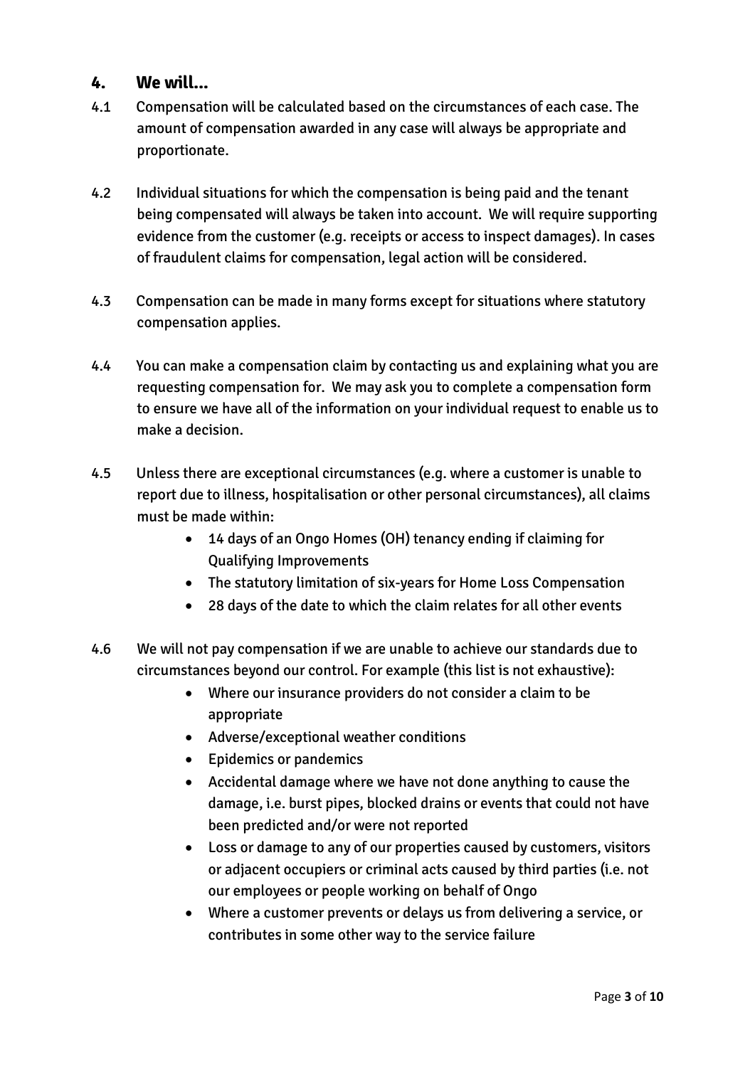## 4. We will...

4.1 Compensation will be calculated based on the circumstances of each case. The amount of compensation awarded in any case will always be appropriate and proportionate.

4.2 Individual situations for which the compensation is being paid and the tenant being compensated will always be taken into account. We will require supporting evidence from the customer (e.g. receipts or access to inspect damages). In cases of fraudulent claims for compensation, legal action will be considered.

4.3 Compensation can be made in many forms except for situations where statutory compensation applies.

4.4 You can make a compensation claim by contacting us and explaining what you are requesting compensation for. We may ask you to complete a compensation form to ensure we have all of the information on your individual request to enable us to make a decision.

4.5 Unless there are exceptional circumstances (e.g. where a customer is unable to report due to illness, hospitalisation or other personal circumstances), all claims must be made within:

- 14 days of an Ongo Homes (OH) tenancy ending if claiming for Qualifying Improvements
- The statutory limitation of six-years for Home Loss Compensation
- 28 days of the date to which the claim relates for all other events

4.6 We will not pay compensation if we are unable to achieve our standards due to circumstances beyond our control. For example (this list is not exhaustive):

- Where our insurance providers do not consider a claim to be appropriate
- Adverse/exceptional weather conditions
- Epidemics or pandemics
- Accidental damage where we have not done anything to cause the damage, i.e. burst pipes, blocked drains or events that could not have been predicted and/or were not reported
- Loss or damage to any of our properties caused by customers, visitors or adjacent occupiers or criminal acts caused by third parties (i.e. not our employees or people working on behalf of Ongo
- Where a customer prevents or delays us from delivering a service, or contributes in some other way to the service failure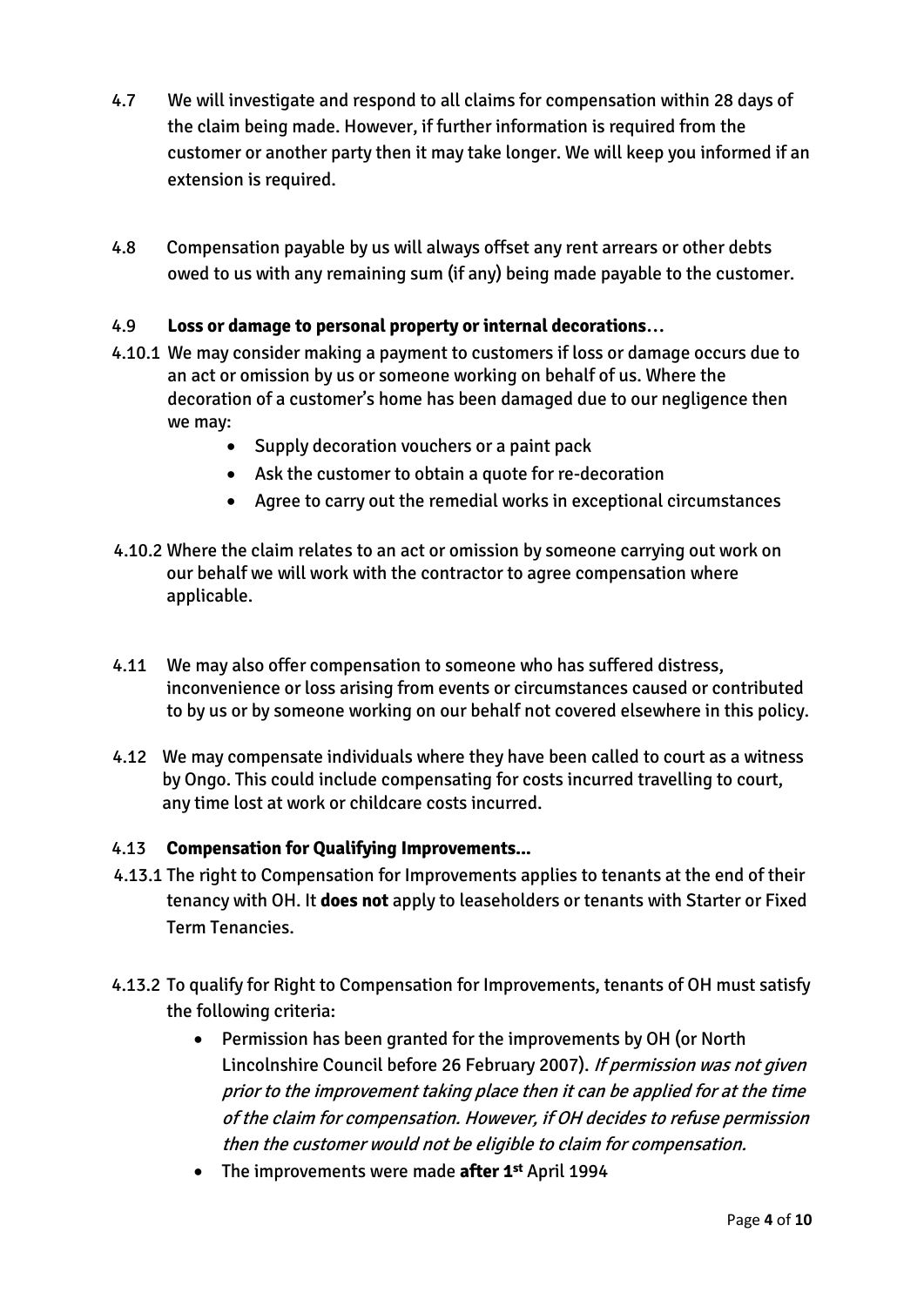4.7 We will investigate and respond to all claims for compensation within 28 days of the claim being made. However, if further information is required from the customer or another party then it may take longer. We will keep you informed if an extension is required.

4.8 Compensation payable by us will always offset any rent arrears or other debts owed to us with any remaining sum (if any) being made payable to the customer.

4.9 **Loss or damage to personal property or internal decorations…**

4.10.1 We may consider making a payment to customers if loss or damage occurs due to an act or omission by us or someone working on behalf of us. Where the decoration of a customer's home has been damaged due to our negligence then we may:

- Supply decoration vouchers or a paint pack
- Ask the customer to obtain a quote for re-decoration
- Agree to carry out the remedial works in exceptional circumstances

4.10.2 Where the claim relates to an act or omission by someone carrying out work on our behalf we will work with the contractor to agree compensation where applicable.

4.11 We may also offer compensation to someone who has suffered distress, inconvenience or loss arising from events or circumstances caused or contributed to by us or by someone working on our behalf not covered elsewhere in this policy.

4.12 We may compensate individuals where they have been called to court as a witness by Ongo. This could include compensating for costs incurred travelling to court, any time lost at work or childcare costs incurred.

4.13 **Compensation for Qualifying Improvements…**

4.13.1 The right to Compensation for Improvements applies to tenants at the end of their tenancy with OH. It **does not** apply to leaseholders or tenants with Starter or Fixed Term Tenancies.

4.13.2 To qualify for Right to Compensation for Improvements, tenants of OH must satisfy the following criteria:

- Permission has been granted for the improvements by OH (or North Lincolnshire Council before 26 February 2007). *If permission was not given prior to the improvement taking place then it can be applied for at the time of the claim for compensation. However, if OH decides to refuse permission then the customer would not be eligible to claim for compensation.*
- The improvements were made **after 1st** April 1994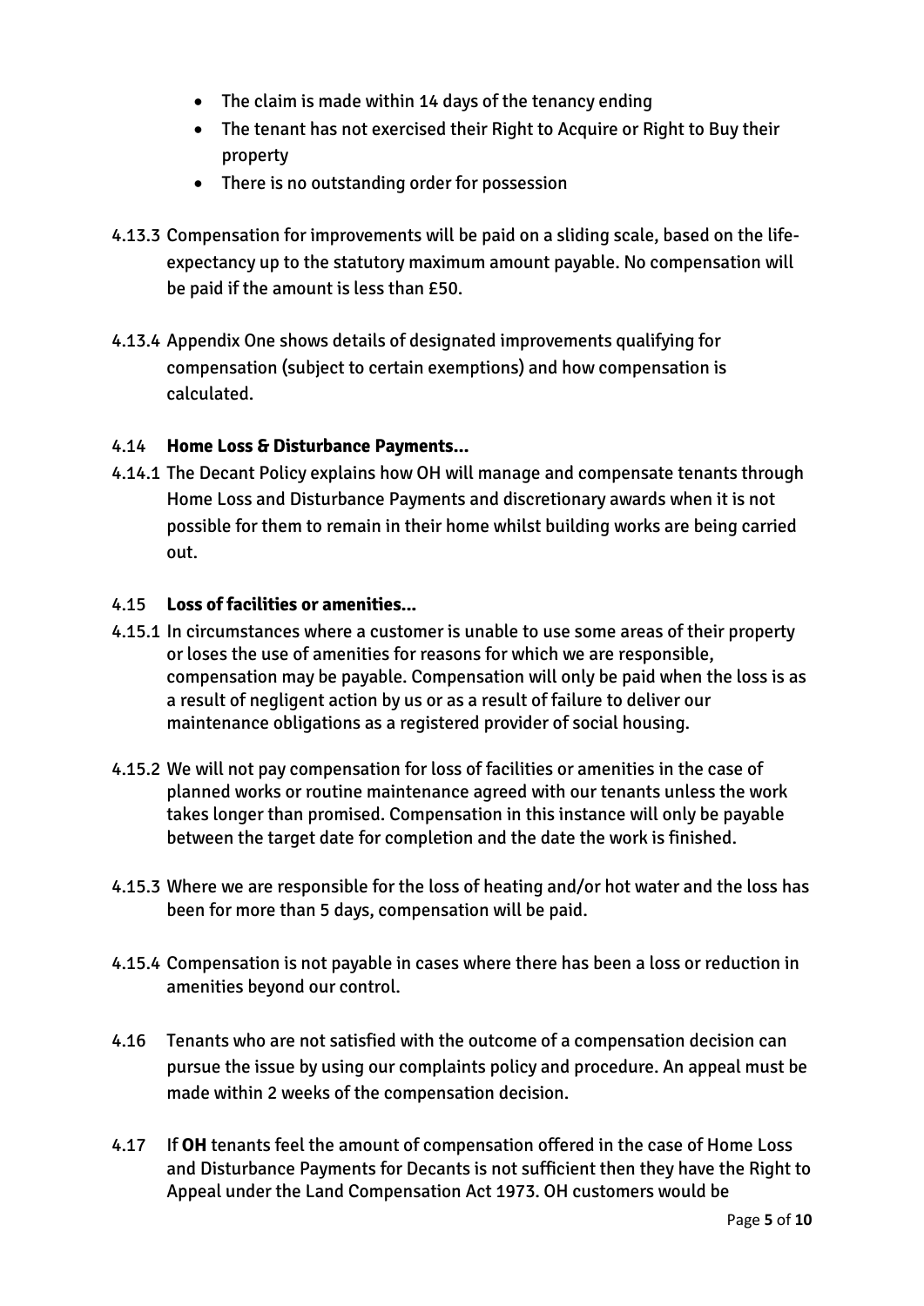- The claim is made within 14 days of the tenancy ending
- The tenant has not exercised their Right to Acquire or Right to Buy their property
- There is no outstanding order for possession

4.13.3 Compensation for improvements will be paid on a sliding scale, based on the life-expectancy up to the statutory maximum amount payable. No compensation will be paid if the amount is less than £50.

4.13.4 Appendix One shows details of designated improvements qualifying for compensation (subject to certain exemptions) and how compensation is calculated.

### 4.14 **Home Loss & Disturbance Payments…**

4.14.1 The Decant Policy explains how OH will manage and compensate tenants through Home Loss and Disturbance Payments and discretionary awards when it is not possible for them to remain in their home whilst building works are being carried out.

### 4.15 **Loss of facilities or amenities…**

4.15.1 In circumstances where a customer is unable to use some areas of their property or loses the use of amenities for reasons for which we are responsible, compensation may be payable. Compensation will only be paid when the loss is as a result of negligent action by us or as a result of failure to deliver our maintenance obligations as a registered provider of social housing.

4.15.2 We will not pay compensation for loss of facilities or amenities in the case of planned works or routine maintenance agreed with our tenants unless the work takes longer than promised. Compensation in this instance will only be payable between the target date for completion and the date the work is finished.

4.15.3 Where we are responsible for the loss of heating and/or hot water and the loss has been for more than 5 days, compensation will be paid.

4.15.4 Compensation is not payable in cases where there has been a loss or reduction in amenities beyond our control.

4.16 Tenants who are not satisfied with the outcome of a compensation decision can pursue the issue by using our complaints policy and procedure. An appeal must be made within 2 weeks of the compensation decision.

4.17 If **OH** tenants feel the amount of compensation offered in the case of Home Loss and Disturbance Payments for Decants is not sufficient then they have the Right to Appeal under the Land Compensation Act 1973. OH customers would be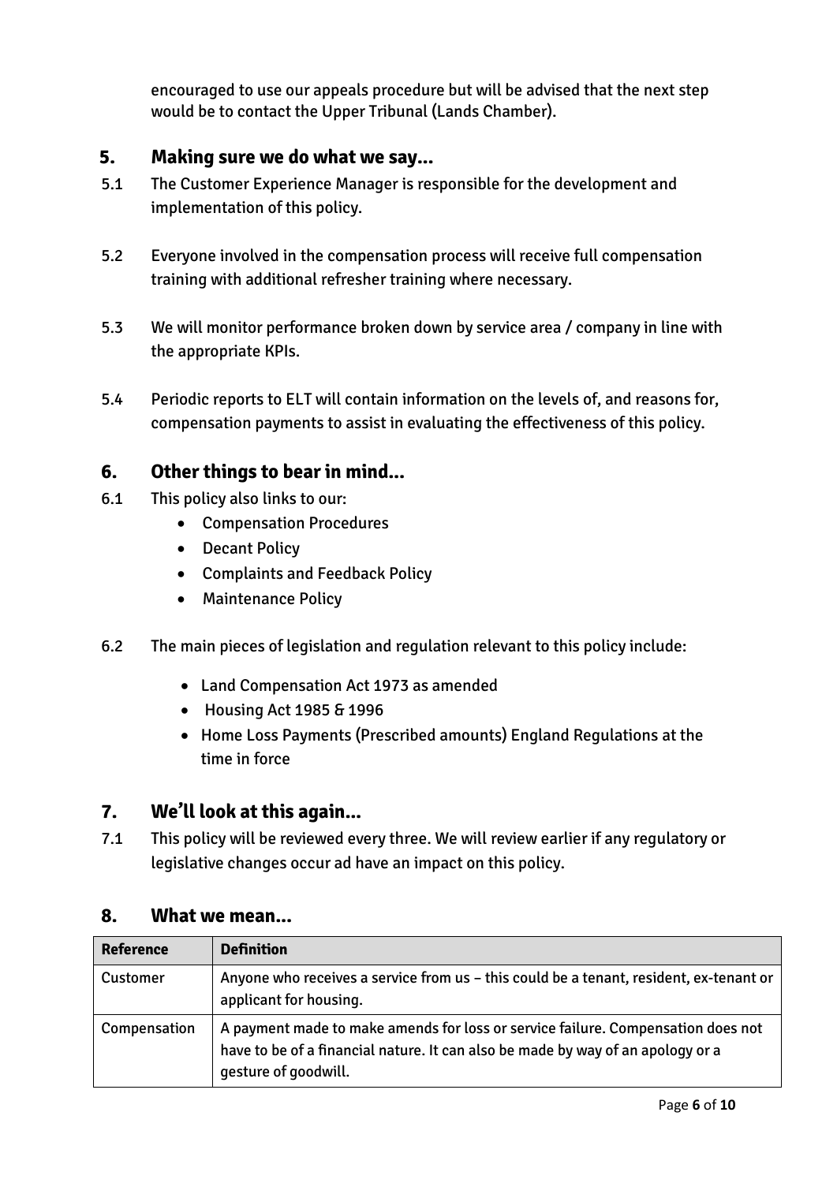encouraged to use our appeals procedure but will be advised that the next step would be to contact the Upper Tribunal (Lands Chamber).

## 5. Making sure we do what we say...

5.1 The Customer Experience Manager is responsible for the development and implementation of this policy.

5.2 Everyone involved in the compensation process will receive full compensation training with additional refresher training where necessary.

5.3 We will monitor performance broken down by service area / company in line with the appropriate KPIs.

5.4 Periodic reports to ELT will contain information on the levels of, and reasons for, compensation payments to assist in evaluating the effectiveness of this policy.

## 6. Other things to bear in mind...

6.1 This policy also links to our:

- Compensation Procedures
- Decant Policy
- Complaints and Feedback Policy
- Maintenance Policy

6.2 The main pieces of legislation and regulation relevant to this policy include:

- Land Compensation Act 1973 as amended
- Housing Act 1985 & 1996
- Home Loss Payments (Prescribed amounts) England Regulations at the time in force

## 7. We'll look at this again...

7.1 This policy will be reviewed every three. We will review earlier if any regulatory or legislative changes occur ad have an impact on this policy.

## 8. What we mean...

| Reference | Definition |
|---|---|
| Customer | Anyone who receives a service from us – this could be a tenant, resident, ex-tenant or applicant for housing. |
| Compensation | A payment made to make amends for loss or service failure. Compensation does not have to be of a financial nature. It can also be made by way of an apology or a gesture of goodwill. |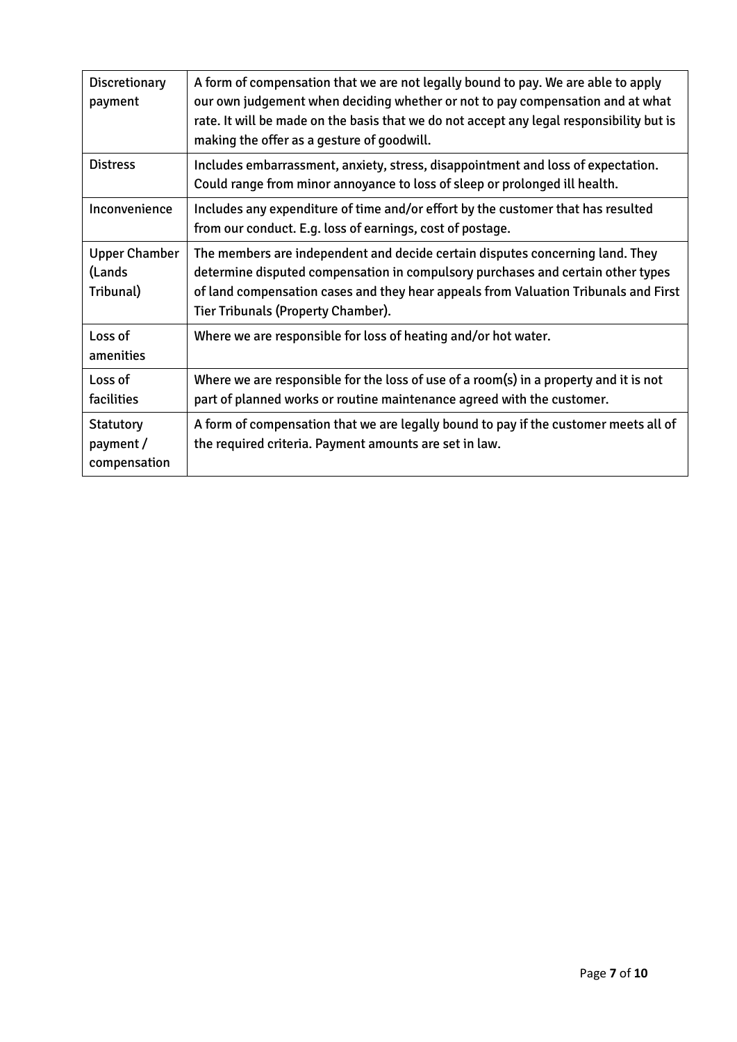| | |
|---|---|
| Discretionary payment | A form of compensation that we are not legally bound to pay. We are able to apply our own judgement when deciding whether or not to pay compensation and at what rate. It will be made on the basis that we do not accept any legal responsibility but is making the offer as a gesture of goodwill. |
| Distress | Includes embarrassment, anxiety, stress, disappointment and loss of expectation. Could range from minor annoyance to loss of sleep or prolonged ill health. |
| Inconvenience | Includes any expenditure of time and/or effort by the customer that has resulted from our conduct. E.g. loss of earnings, cost of postage. |
| Upper Chamber (Lands Tribunal) | The members are independent and decide certain disputes concerning land. They determine disputed compensation in compulsory purchases and certain other types of land compensation cases and they hear appeals from Valuation Tribunals and First Tier Tribunals (Property Chamber). |
| Loss of amenities | Where we are responsible for loss of heating and/or hot water. |
| Loss of facilities | Where we are responsible for the loss of use of a room(s) in a property and it is not part of planned works or routine maintenance agreed with the customer. |
| Statutory payment / compensation | A form of compensation that we are legally bound to pay if the customer meets all of the required criteria. Payment amounts are set in law. |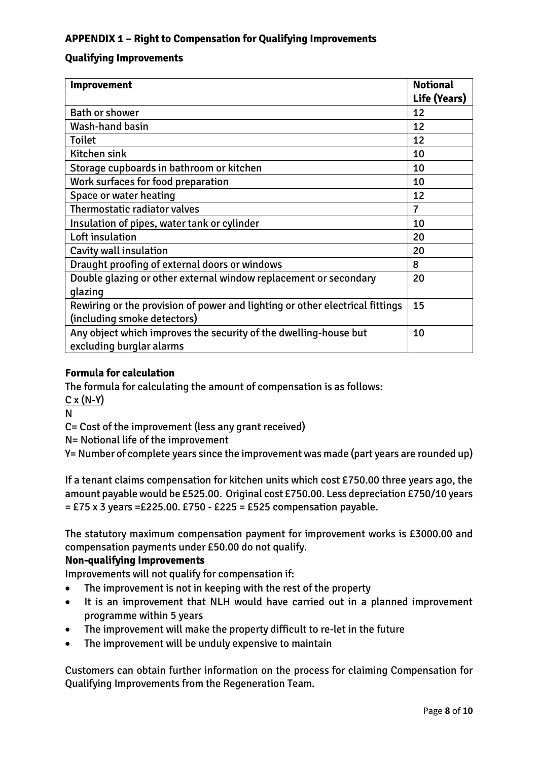## APPENDIX 1 – Right to Compensation for Qualifying Improvements

### Qualifying Improvements

| Improvement | Notional Life (Years) |
|---|---|
| Bath or shower | 12 |
| Wash-hand basin | 12 |
| Toilet | 12 |
| Kitchen sink | 10 |
| Storage cupboards in bathroom or kitchen | 10 |
| Work surfaces for food preparation | 10 |
| Space or water heating | 12 |
| Thermostatic radiator valves | 7 |
| Insulation of pipes, water tank or cylinder | 10 |
| Loft insulation | 20 |
| Cavity wall insulation | 20 |
| Draught proofing of external doors or windows | 8 |
| Double glazing or other external window replacement or secondary glazing | 20 |
| Rewiring or the provision of power and lighting or other electrical fittings (including smoke detectors) | 15 |
| Any object which improves the security of the dwelling-house but excluding burglar alarms | 10 |

### Formula for calculation

The formula for calculating the amount of compensation is as follows:

$$\frac{C \times (N-Y)}{N}$$

C= Cost of the improvement (less any grant received)

N= Notional life of the improvement

Y= Number of complete years since the improvement was made (part years are rounded up)

If a tenant claims compensation for kitchen units which cost £750.00 three years ago, the amount payable would be £525.00. Original cost £750.00. Less depreciation £750/10 years = £75 x 3 years =£225.00. £750 - £225 = £525 compensation payable.

The statutory maximum compensation payment for improvement works is £3000.00 and compensation payments under £50.00 do not qualify.

### Non-qualifying Improvements

Improvements will not qualify for compensation if:

- The improvement is not in keeping with the rest of the property
- It is an improvement that NLH would have carried out in a planned improvement programme within 5 years
- The improvement will make the property difficult to re-let in the future
- The improvement will be unduly expensive to maintain

Customers can obtain further information on the process for claiming Compensation for Qualifying Improvements from the Regeneration Team.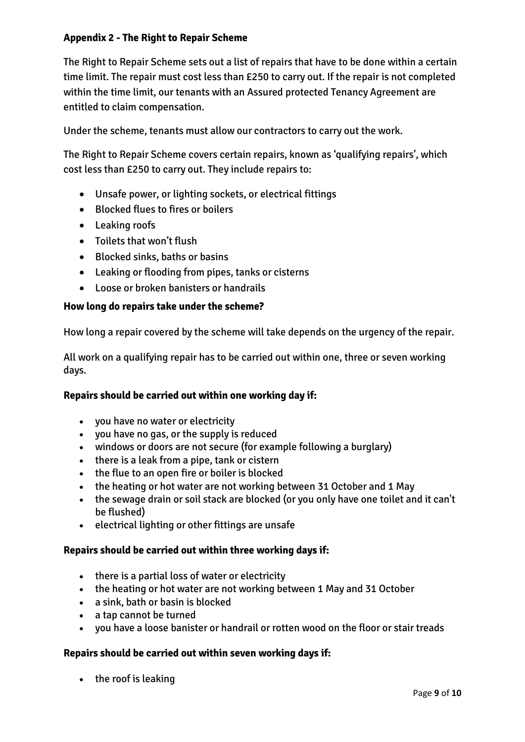## Appendix 2 - The Right to Repair Scheme

The Right to Repair Scheme sets out a list of repairs that have to be done within a certain time limit. The repair must cost less than £250 to carry out. If the repair is not completed within the time limit, our tenants with an Assured protected Tenancy Agreement are entitled to claim compensation.

Under the scheme, tenants must allow our contractors to carry out the work.

The Right to Repair Scheme covers certain repairs, known as 'qualifying repairs', which cost less than £250 to carry out. They include repairs to:

- Unsafe power, or lighting sockets, or electrical fittings
- Blocked flues to fires or boilers
- Leaking roofs
- Toilets that won't flush
- Blocked sinks, baths or basins
- Leaking or flooding from pipes, tanks or cisterns
- Loose or broken banisters or handrails

### How long do repairs take under the scheme?

How long a repair covered by the scheme will take depends on the urgency of the repair.

All work on a qualifying repair has to be carried out within one, three or seven working days.

### Repairs should be carried out within one working day if:

- you have no water or electricity
- you have no gas, or the supply is reduced
- windows or doors are not secure (for example following a burglary)
- there is a leak from a pipe, tank or cistern
- the flue to an open fire or boiler is blocked
- the heating or hot water are not working between 31 October and 1 May
- the sewage drain or soil stack are blocked (or you only have one toilet and it can't be flushed)
- electrical lighting or other fittings are unsafe

### Repairs should be carried out within three working days if:

- there is a partial loss of water or electricity
- the heating or hot water are not working between 1 May and 31 October
- a sink, bath or basin is blocked
- a tap cannot be turned
- you have a loose banister or handrail or rotten wood on the floor or stair treads

### Repairs should be carried out within seven working days if:

- the roof is leaking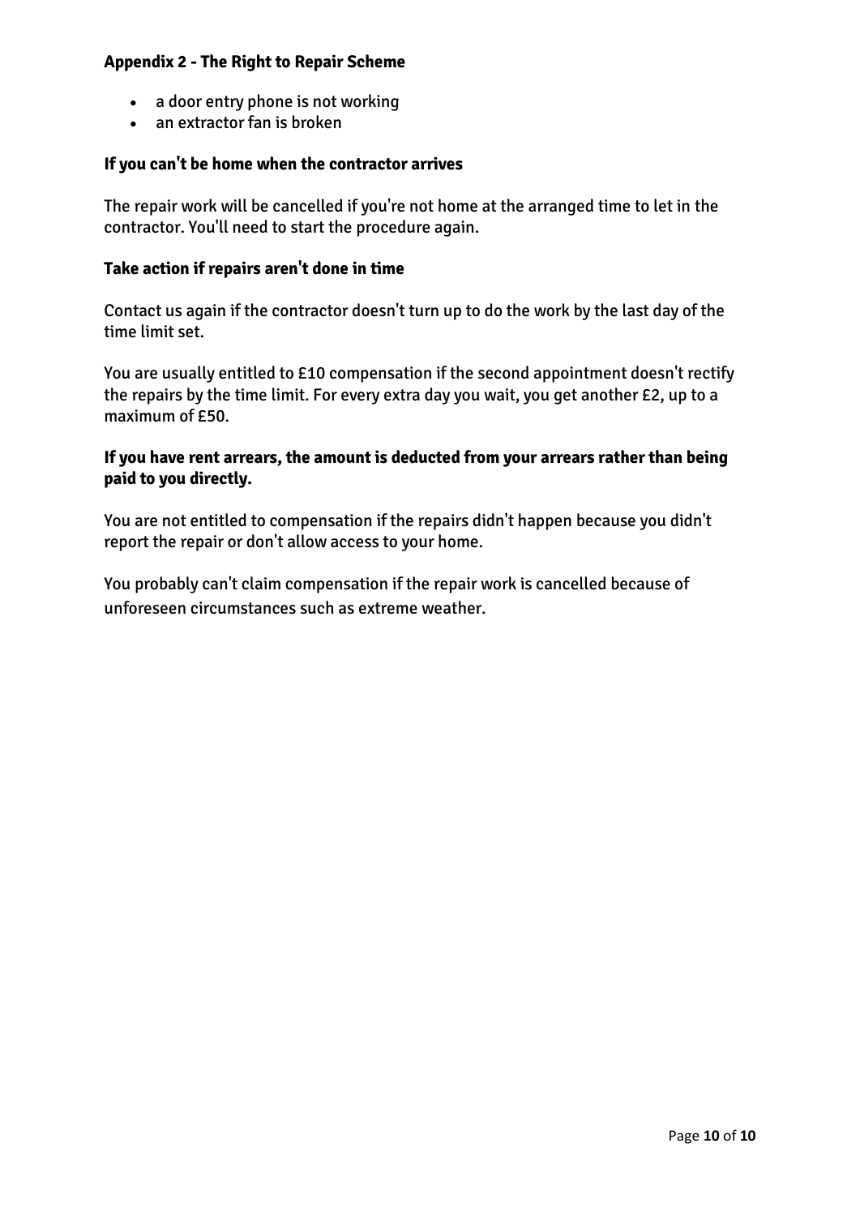**Appendix 2 - The Right to Repair Scheme**

- a door entry phone is not working
- an extractor fan is broken

**If you can't be home when the contractor arrives**

The repair work will be cancelled if you're not home at the arranged time to let in the contractor. You'll need to start the procedure again.

**Take action if repairs aren't done in time**

Contact us again if the contractor doesn't turn up to do the work by the last day of the time limit set.

You are usually entitled to £10 compensation if the second appointment doesn't rectify the repairs by the time limit. For every extra day you wait, you get another £2, up to a maximum of £50.

**If you have rent arrears, the amount is deducted from your arrears rather than being paid to you directly.**

You are not entitled to compensation if the repairs didn't happen because you didn't report the repair or don't allow access to your home.

You probably can't claim compensation if the repair work is cancelled because of unforeseen circumstances such as extreme weather.